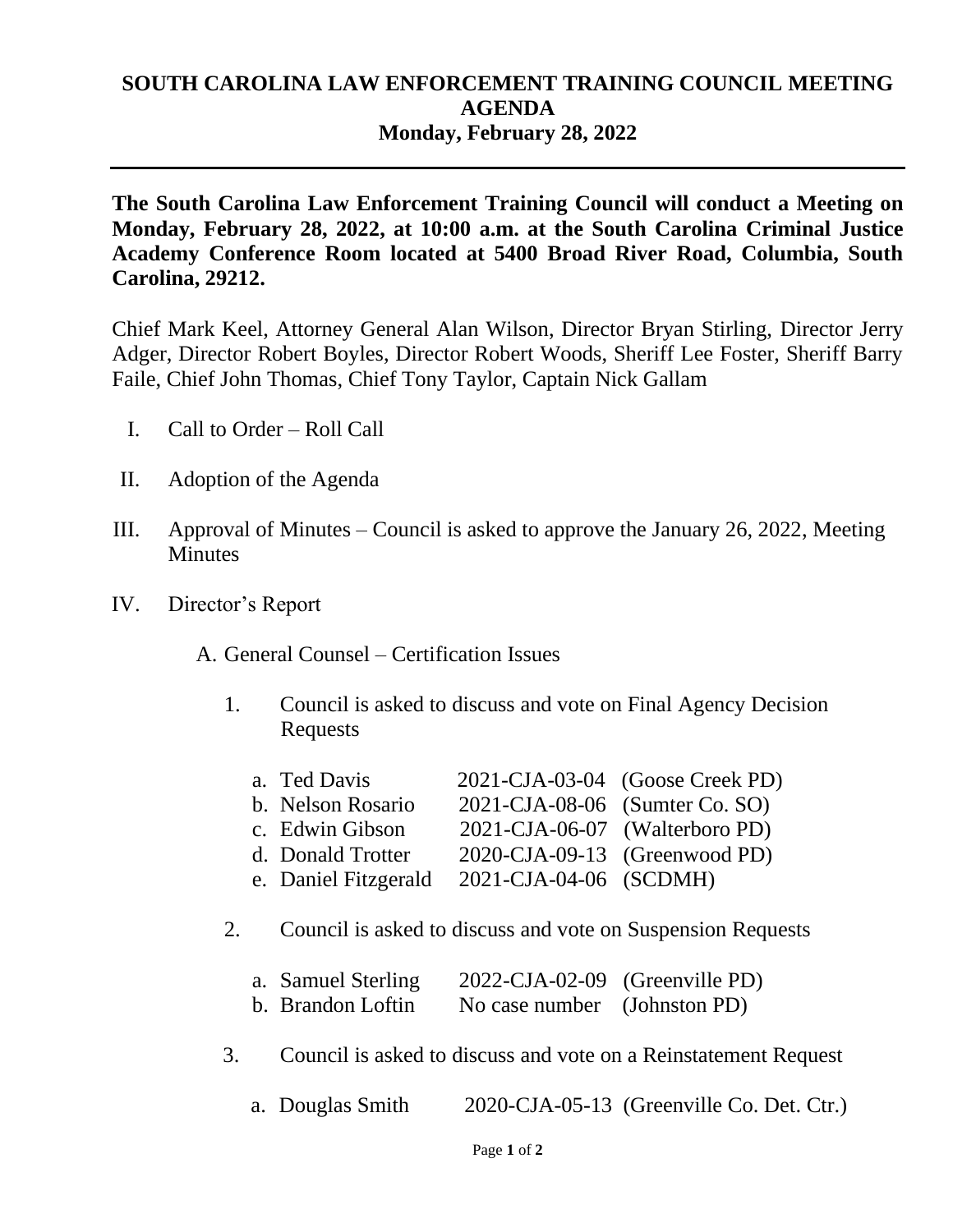# SOUTH CAROLINA LAW ENFORCEMENT TRAINING COUNCIL MEETING AGENDA
## Monday, February 28, 2022

---

**The South Carolina Law Enforcement Training Council will conduct a Meeting on Monday, February 28, 2022, at 10:00 a.m. at the South Carolina Criminal Justice Academy Conference Room located at 5400 Broad River Road, Columbia, South Carolina, 29212.**

Chief Mark Keel, Attorney General Alan Wilson, Director Bryan Stirling, Director Jerry Adger, Director Robert Boyles, Director Robert Woods, Sheriff Lee Foster, Sheriff Barry Faile, Chief John Thomas, Chief Tony Taylor, Captain Nick Gallam

I. Call to Order – Roll Call

II. Adoption of the Agenda

III. Approval of Minutes – Council is asked to approve the January 26, 2022, Meeting Minutes

IV. Director's Report

   A. General Counsel – Certification Issues

      1. Council is asked to discuss and vote on Final Agency Decision Requests

         a. Ted Davis 2021-CJA-03-04 (Goose Creek PD)
         b. Nelson Rosario 2021-CJA-08-06 (Sumter Co. SO)
         c. Edwin Gibson 2021-CJA-06-07 (Walterboro PD)
         d. Donald Trotter 2020-CJA-09-13 (Greenwood PD)
         e. Daniel Fitzgerald 2021-CJA-04-06 (SCDMH)

      2. Council is asked to discuss and vote on Suspension Requests

         a. Samuel Sterling 2022-CJA-02-09 (Greenville PD)
         b. Brandon Loftin No case number (Johnston PD)

      3. Council is asked to discuss and vote on a Reinstatement Request

         a. Douglas Smith 2020-CJA-05-13 (Greenville Co. Det. Ctr.)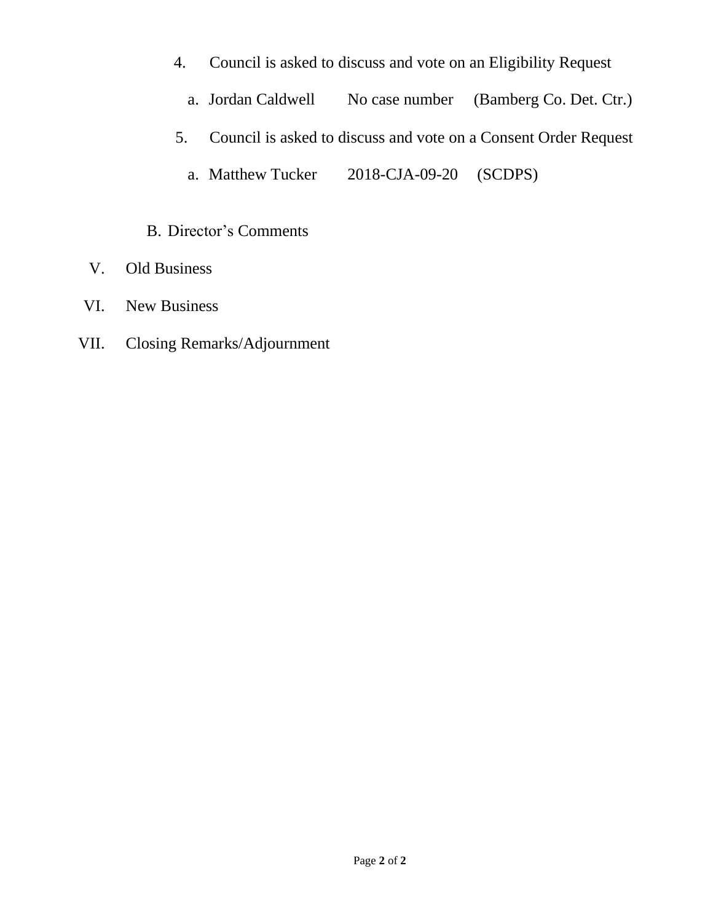4. Council is asked to discuss and vote on an Eligibility Request

   a. Jordan Caldwell  No case number  (Bamberg Co. Det. Ctr.)

5. Council is asked to discuss and vote on a Consent Order Request

   a. Matthew Tucker  2018-CJA-09-20  (SCDPS)

B. Director's Comments

V. Old Business

VI. New Business

VII. Closing Remarks/Adjournment